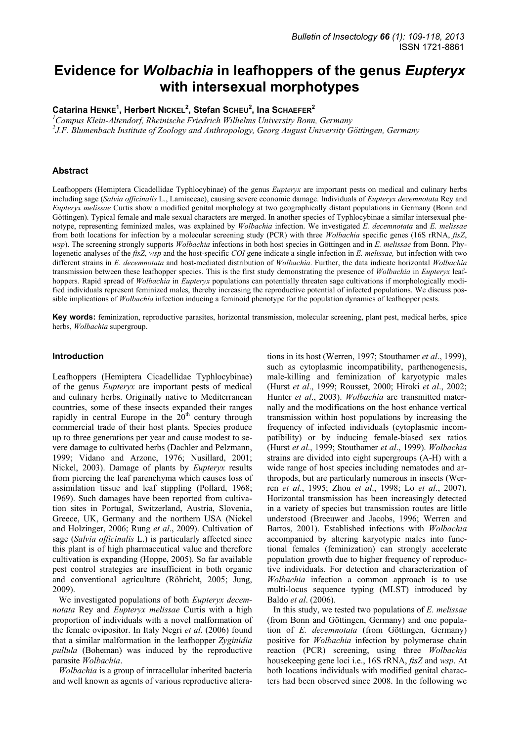# Evidence for *Wolbachia* in leafhoppers of the genus *Eupteryx* with intersexual morphotypes

**Catarina HENKE[1], Herbert NICKEL[2], Stefan SCHEU[2], Ina SCHAEFER[2]**

[1]*Campus Klein-Altendorf, Rheinische Friedrich Wilhelms University Bonn, Germany*
[2]*J.F. Blumenbach Institute of Zoology and Anthropology, Georg August University Göttingen, Germany*

## Abstract

Leafhoppers (Hemiptera Cicadellidae Typhlocybinae) of the genus *Eupteryx* are important pests on medical and culinary herbs including sage (*Salvia officinalis* L., Lamiaceae), causing severe economic damage. Individuals of *Eupteryx decemnotata* Rey and *Eupteryx melissae* Curtis show a modified genital morphology at two geographically distant populations in Germany (Bonn and Göttingen). Typical female and male sexual characters are merged. In another species of Typhlocybinae a similar intersexual phenotype, representing feminized males, was explained by *Wolbachia* infection. We investigated *E. decemnotata* and *E. melissae* from both locations for infection by a molecular screening study (PCR) with three *Wolbachia* specific genes (16S rRNA, *ftsZ*, *wsp*). The screening strongly supports *Wolbachia* infections in both host species in Göttingen and in *E. melissae* from Bonn. Phylogenetic analyses of the *ftsZ*, *wsp* and the host-specific *COI* gene indicate a single infection in *E. melissae,* but infection with two different strains in *E. decemnotata* and host-mediated distribution of *Wolbachia*. Further, the data indicate horizontal *Wolbachia* transmission between these leafhopper species. This is the first study demonstrating the presence of *Wolbachia* in *Eupteryx* leafhoppers. Rapid spread of *Wolbachia* in *Eupteryx* populations can potentially threaten sage cultivations if morphologically modified individuals represent feminized males, thereby increasing the reproductive potential of infected populations. We discuss possible implications of *Wolbachia* infection inducing a feminoid phenotype for the population dynamics of leafhopper pests.

**Key words:** feminization, reproductive parasites, horizontal transmission, molecular screening, plant pest, medical herbs, spice herbs, *Wolbachia* supergroup.

## Introduction

Leafhoppers (Hemiptera Cicadellidae Typhlocybinae) of the genus *Eupteryx* are important pests of medical and culinary herbs. Originally native to Mediterranean countries, some of these insects expanded their ranges rapidly in central Europe in the 20th century through commercial trade of their host plants. Species produce up to three generations per year and cause modest to severe damage to cultivated herbs (Dachler and Pelzmann, 1999; Vidano and Arzone, 1976; Nusillard, 2001; Nickel, 2003). Damage of plants by *Eupteryx* results from piercing the leaf parenchyma which causes loss of assimilation tissue and leaf stippling (Pollard, 1968; 1969). Such damages have been reported from cultivation sites in Portugal, Switzerland, Austria, Slovenia, Greece, UK, Germany and the northern USA (Nickel and Holzinger, 2006; Rung *et al*., 2009). Cultivation of sage (*Salvia officinalis* L.) is particularly affected since this plant is of high pharmaceutical value and therefore cultivation is expanding (Hoppe, 2005). So far available pest control strategies are insufficient in both organic and conventional agriculture (Röhricht, 2005; Jung, 2009).

We investigated populations of both *Eupteryx decemnotata* Rey and *Eupteryx melissae* Curtis with a high proportion of individuals with a novel malformation of the female ovipositor. In Italy Negri *et al*. (2006) found that a similar malformation in the leafhopper *Zyginidia pullula* (Boheman) was induced by the reproductive parasite *Wolbachia*.

*Wolbachia* is a group of intracellular inherited bacteria and well known as agents of various reproductive alterations in its host (Werren, 1997; Stouthamer *et al*., 1999), such as cytoplasmic incompatibility, parthenogenesis, male-killing and feminization of karyotypic males (Hurst *et al*., 1999; Rousset, 2000; Hiroki *et al*., 2002; Hunter *et al*., 2003). *Wolbachia* are transmitted maternally and the modifications on the host enhance vertical transmission within host populations by increasing the frequency of infected individuals (cytoplasmic incompatibility) or by inducing female-biased sex ratios (Hurst *et al*., 1999; Stouthamer *et al*., 1999). *Wolbachia* strains are divided into eight supergroups (A-H) with a wide range of host species including nematodes and arthropods, but are particularly numerous in insects (Werren *et al*., 1995; Zhou *et al*., 1998; Lo *et al*., 2007). Horizontal transmission has been increasingly detected in a variety of species but transmission routes are little understood (Breeuwer and Jacobs, 1996; Werren and Bartos, 2001). Established infections with *Wolbachia* accompanied by altering karyotypic males into functional females (feminization) can strongly accelerate population growth due to higher frequency of reproductive individuals. For detection and characterization of *Wolbachia* infection a common approach is to use multi-locus sequence typing (MLST) introduced by Baldo *et al*. (2006).

In this study, we tested two populations of *E. melissae* (from Bonn and Göttingen, Germany) and one population of *E. decemnotata* (from Göttingen, Germany) positive for *Wolbachia* infection by polymerase chain reaction (PCR) screening, using three *Wolbachia* housekeeping gene loci i.e., 16S rRNA, *ftsZ* and *wsp*. At both locations individuals with modified genital characters had been observed since 2008. In the following we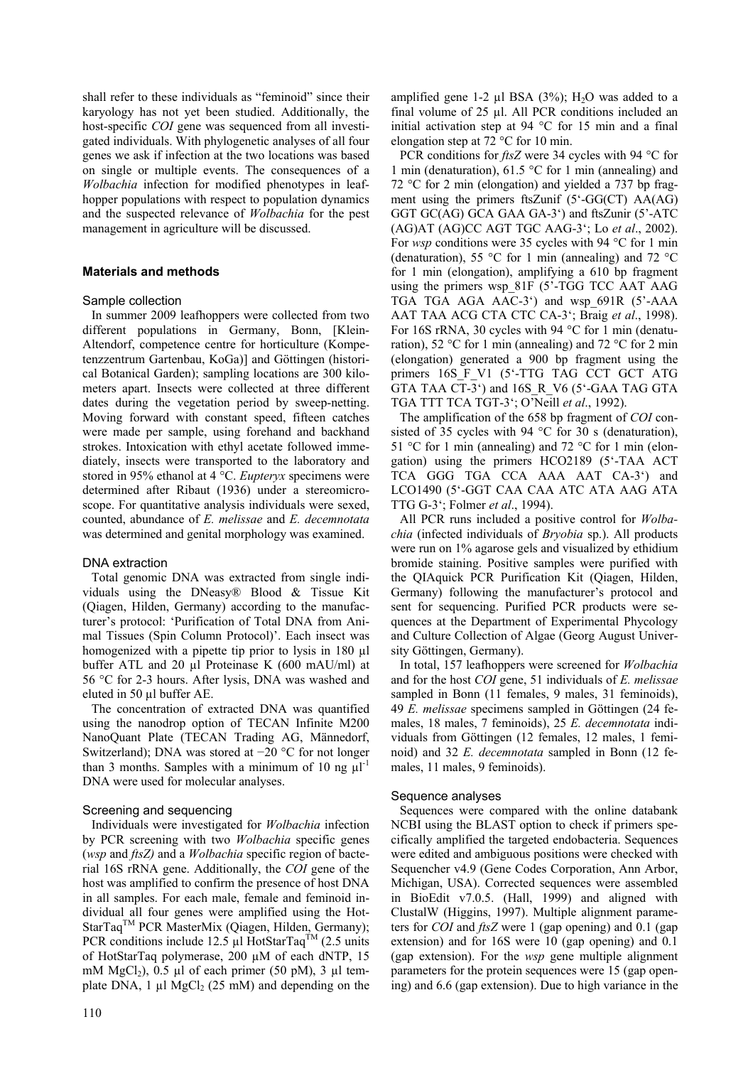shall refer to these individuals as "feminoid" since their karyology has not yet been studied. Additionally, the host-specific *COI* gene was sequenced from all investigated individuals. With phylogenetic analyses of all four genes we ask if infection at the two locations was based on single or multiple events. The consequences of a *Wolbachia* infection for modified phenotypes in leafhopper populations with respect to population dynamics and the suspected relevance of *Wolbachia* for the pest management in agriculture will be discussed.

## Materials and methods

### Sample collection

In summer 2009 leafhoppers were collected from two different populations in Germany, Bonn, [Klein-Altendorf, competence centre for horticulture (Kompetenzzentrum Gartenbau, KoGa)] and Göttingen (historical Botanical Garden); sampling locations are 300 kilometers apart. Insects were collected at three different dates during the vegetation period by sweep-netting. Moving forward with constant speed, fifteen catches were made per sample, using forehand and backhand strokes. Intoxication with ethyl acetate followed immediately, insects were transported to the laboratory and stored in 95% ethanol at 4 °C. *Eupteryx* specimens were determined after Ribaut (1936) under a stereomicroscope. For quantitative analysis individuals were sexed, counted, abundance of *E. melissae* and *E. decemnotata* was determined and genital morphology was examined.

### DNA extraction

Total genomic DNA was extracted from single individuals using the DNeasy® Blood & Tissue Kit (Qiagen, Hilden, Germany) according to the manufacturer's protocol: 'Purification of Total DNA from Animal Tissues (Spin Column Protocol)'. Each insect was homogenized with a pipette tip prior to lysis in 180 µl buffer ATL and 20 µl Proteinase K (600 mAU/ml) at 56 °C for 2-3 hours. After lysis, DNA was washed and eluted in 50 µl buffer AE.

The concentration of extracted DNA was quantified using the nanodrop option of TECAN Infinite M200 NanoQuant Plate (TECAN Trading AG, Männedorf, Switzerland); DNA was stored at −20 °C for not longer than 3 months. Samples with a minimum of 10 ng $\mu l^{-1}$ DNA were used for molecular analyses.

### Screening and sequencing

Individuals were investigated for *Wolbachia* infection by PCR screening with two *Wolbachia* specific genes (*wsp* and *ftsZ)* and a *Wolbachia* specific region of bacterial 16S rRNA gene. Additionally, the *COI* gene of the host was amplified to confirm the presence of host DNA in all samples. For each male, female and feminoid individual all four genes were amplified using the HotStarTaq™ PCR MasterMix (Qiagen, Hilden, Germany); PCR conditions include 12.5 µl HotStarTaq™ (2.5 units of HotStarTaq polymerase, 200 µM of each dNTP, 15 mM $MgCl_2$), 0.5 µl of each primer (50 pM), 3 µl template DNA, 1 µl $MgCl_2$ (25 mM) and depending on the amplified gene 1-2 µl BSA (3%); $H_2O$ was added to a final volume of 25 µl. All PCR conditions included an initial activation step at 94 °C for 15 min and a final elongation step at 72 °C for 10 min.

PCR conditions for *ftsZ* were 34 cycles with 94 °C for 1 min (denaturation), 61.5 °C for 1 min (annealing) and 72 °C for 2 min (elongation) and yielded a 737 bp fragment using the primers ftsZunif (5'-GG(CT) AA(AG) GGT GC(AG) GCA GAA GA-3') and ftsZunir (5'-ATC (AG)AT (AG)CC AGT TGC AAG-3'; Lo *et al*., 2002). For *wsp* conditions were 35 cycles with 94 °C for 1 min (denaturation), 55 °C for 1 min (annealing) and 72 °C for 1 min (elongation), amplifying a 610 bp fragment using the primers wsp_81F (5'-TGG TCC AAT AAG TGA TGA AGA AAC-3') and wsp_691R (5'-AAA AAT TAA ACG CTA CTC CA-3'; Braig *et al*., 1998). For 16S rRNA, 30 cycles with 94 °C for 1 min (denaturation), 52 °C for 1 min (annealing) and 72 °C for 2 min (elongation) generated a 900 bp fragment using the primers 16S_F_V1 (5'-TTG TAG CCT GCT ATG GTA TAA CT-3') and 16S_R_V6 (5'-GAA TAG GTA TGA TTT TCA TGT-3'; O'Neill *et al*., 1992).

The amplification of the 658 bp fragment of *COI* consisted of 35 cycles with 94 °C for 30 s (denaturation), 51 °C for 1 min (annealing) and 72 °C for 1 min (elongation) using the primers HCO2189 (5'-TAA ACT TCA GGG TGA CCA AAA AAT CA-3') and LCO1490 (5'-GGT CAA CAA ATC ATA AAG ATA TTG G-3'; Folmer *et al*., 1994).

All PCR runs included a positive control for *Wolbachia* (infected individuals of *Bryobia* sp.). All products were run on 1% agarose gels and visualized by ethidium bromide staining. Positive samples were purified with the QIAquick PCR Purification Kit (Qiagen, Hilden, Germany) following the manufacturer's protocol and sent for sequencing. Purified PCR products were sequences at the Department of Experimental Phycology and Culture Collection of Algae (Georg August University Göttingen, Germany).

In total, 157 leafhoppers were screened for *Wolbachia* and for the host *COI* gene, 51 individuals of *E. melissae* sampled in Bonn (11 females, 9 males, 31 feminoids), 49 *E. melissae* specimens sampled in Göttingen (24 females, 18 males, 7 feminoids), 25 *E. decemnotata* individuals from Göttingen (12 females, 12 males, 1 feminoid) and 32 *E. decemnotata* sampled in Bonn (12 females, 11 males, 9 feminoids).

### Sequence analyses

Sequences were compared with the online databank NCBI using the BLAST option to check if primers specifically amplified the targeted endobacteria. Sequences were edited and ambiguous positions were checked with Sequencher v4.9 (Gene Codes Corporation, Ann Arbor, Michigan, USA). Corrected sequences were assembled in BioEdit v7.0.5. (Hall, 1999) and aligned with ClustalW (Higgins, 1997). Multiple alignment parameters for *COI* and *ftsZ* were 1 (gap opening) and 0.1 (gap extension) and for 16S were 10 (gap opening) and 0.1 (gap extension). For the *wsp* gene multiple alignment parameters for the protein sequences were 15 (gap opening) and 6.6 (gap extension). Due to high variance in the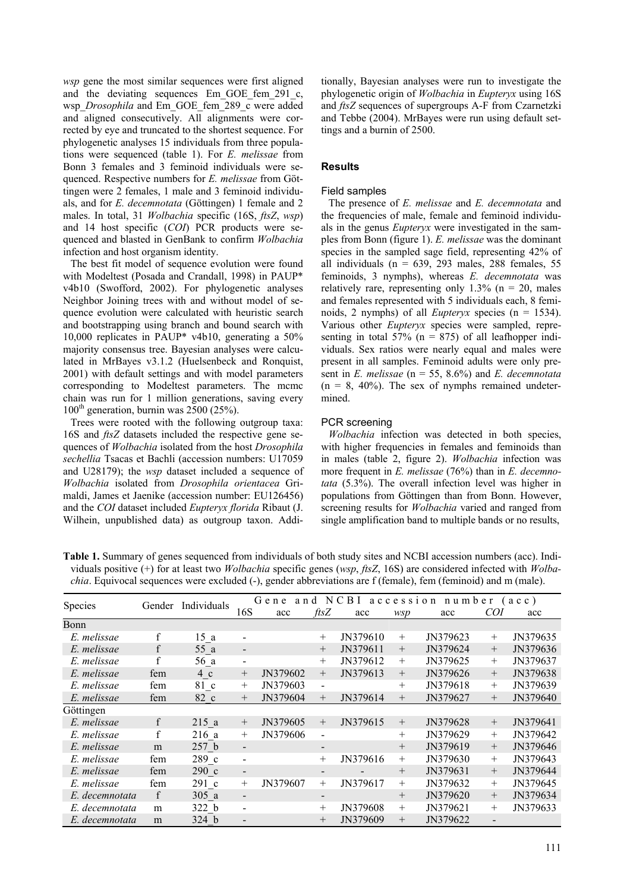*wsp* gene the most similar sequences were first aligned and the deviating sequences Em_GOE_fem_291_c, wsp_*Drosophila* and Em_GOE_fem_289_c were added and aligned consecutively. All alignments were corrected by eye and truncated to the shortest sequence. For phylogenetic analyses 15 individuals from three populations were sequenced (table 1). For *E. melissae* from Bonn 3 females and 3 feminoid individuals were sequenced. Respective numbers for *E. melissae* from Göttingen were 2 females, 1 male and 3 feminoid individuals, and for *E. decemnotata* (Göttingen) 1 female and 2 males. In total, 31 *Wolbachia* specific (16S, *ftsZ*, *wsp*) and 14 host specific (*COI*) PCR products were sequenced and blasted in GenBank to confirm *Wolbachia* infection and host organism identity.

The best fit model of sequence evolution were found with Modeltest (Posada and Crandall, 1998) in PAUP* v4b10 (Swofford, 2002). For phylogenetic analyses Neighbor Joining trees with and without model of sequence evolution were calculated with heuristic search and bootstrapping using branch and bound search with 10,000 replicates in PAUP* v4b10, generating a 50% majority consensus tree. Bayesian analyses were calculated in MrBayes v3.1.2 (Huelsenbeck and Ronquist, 2001) with default settings and with model parameters corresponding to Modeltest parameters. The mcmc chain was run for 1 million generations, saving every $100^{th}$ generation, burnin was 2500 (25%).

Trees were rooted with the following outgroup taxa: 16S and *ftsZ* datasets included the respective gene sequences of *Wolbachia* isolated from the host *Drosophila sechellia* Tsacas et Bachli (accession numbers: U17059 and U28179); the *wsp* dataset included a sequence of *Wolbachia* isolated from *Drosophila orientacea* Grimaldi, James et Jaenike (accession number: EU126456) and the *COI* dataset included *Eupteryx florida* Ribaut (J. Wilhein, unpublished data) as outgroup taxon. Additionally, Bayesian analyses were run to investigate the phylogenetic origin of *Wolbachia* in *Eupteryx* using 16S and *ftsZ* sequences of supergroups A-F from Czarnetzki and Tebbe (2004). MrBayes were run using default settings and a burnin of 2500.

## Results

### Field samples

The presence of *E. melissae* and *E. decemnotata* and the frequencies of male, female and feminoid individuals in the genus *Eupteryx* were investigated in the samples from Bonn (figure 1). *E. melissae* was the dominant species in the sampled sage field, representing 42% of all individuals (n = 639, 293 males, 288 females, 55 feminoids, 3 nymphs), whereas *E. decemnotata* was relatively rare, representing only 1.3% (n = 20, males and females represented with 5 individuals each, 8 feminoids, 2 nymphs) of all *Eupteryx* species (n = 1534). Various other *Eupteryx* species were sampled, representing in total 57% (n = 875) of all leafhopper individuals. Sex ratios were nearly equal and males were present in all samples. Feminoid adults were only present in *E. melissae* (n = 55, 8.6%) and *E. decemnotata* (n = 8, 40%). The sex of nymphs remained undetermined.

### PCR screening

*Wolbachia* infection was detected in both species, with higher frequencies in females and feminoids than in males (table 2, figure 2). *Wolbachia* infection was more frequent in *E. melissae* (76%) than in *E. decemnotata* (5.3%). The overall infection level was higher in populations from Göttingen than from Bonn. However, screening results for *Wolbachia* varied and ranged from single amplification band to multiple bands or no results,

**Table 1.** Summary of genes sequenced from individuals of both study sites and NCBI accession numbers (acc). Individuals positive (+) for at least two *Wolbachia* specific genes (*wsp*, *ftsZ*, 16S) are considered infected with *Wolbachia*. Equivocal sequences were excluded (-), gender abbreviations are f (female), fem (feminoid) and m (male).

| Species | Gender | Individuals | Gene and NCBI accession number (acc) | | | | | | | |
|---|---|---|---|---|---|---|---|---|---|---|
| | | | 16S | acc | *ftsZ* | acc | *wsp* | acc | *COI* | acc |
| Bonn | | | | | | | | | | |
| *E. melissae* | f | 15_a | - | | + | JN379610 | + | JN379623 | + | JN379635 |
| *E. melissae* | f | 55_a | - | | + | JN379611 | + | JN379624 | + | JN379636 |
| *E. melissae* | f | 56_a | - | | + | JN379612 | + | JN379625 | + | JN379637 |
| *E. melissae* | fem | 4_c | + | JN379602 | + | JN379613 | + | JN379626 | + | JN379638 |
| *E. melissae* | fem | 81_c | + | JN379603 | - | | + | JN379618 | + | JN379639 |
| *E. melissae* | fem | 82_c | + | JN379604 | + | JN379614 | + | JN379627 | + | JN379640 |
| Göttingen | | | | | | | | | | |
| *E. melissae* | f | 215_a | + | JN379605 | + | JN379615 | + | JN379628 | + | JN379641 |
| *E. melissae* | f | 216_a | + | JN379606 | - | | + | JN379629 | + | JN379642 |
| *E. melissae* | m | 257_b | - | | - | | + | JN379619 | + | JN379646 |
| *E. melissae* | fem | 289_c | - | | + | JN379616 | + | JN379630 | + | JN379643 |
| *E. melissae* | fem | 290_c | - | | - | - | + | JN379631 | + | JN379644 |
| *E. melissae* | fem | 291_c | + | JN379607 | + | JN379617 | + | JN379632 | + | JN379645 |
| *E. decemnotata* | f | 305_a | - | | - | | + | JN379620 | + | JN379634 |
| *E. decemnotata* | m | 322_b | - | | + | JN379608 | + | JN379621 | + | JN379633 |
| *E. decemnotata* | m | 324_b | - | | + | JN379609 | + | JN379622 | - | |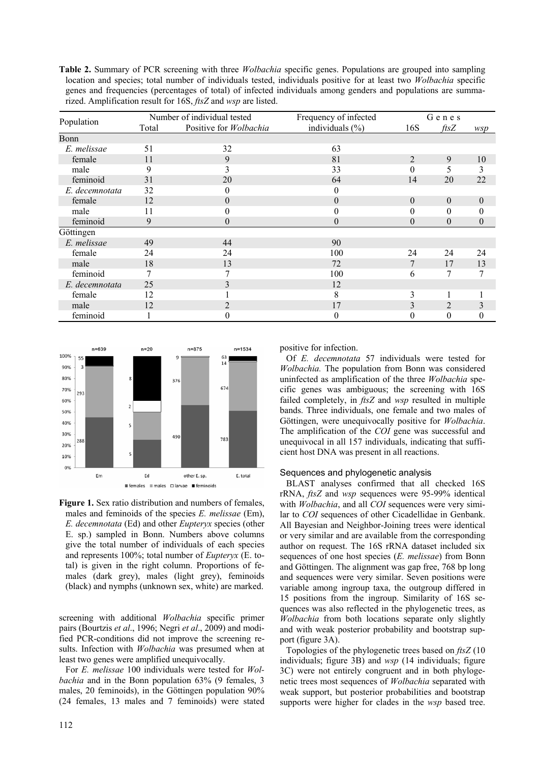**Table 2.** Summary of PCR screening with three *Wolbachia* specific genes. Populations are grouped into sampling location and species; total number of individuals tested, individuals positive for at least two *Wolbachia* specific genes and frequencies (percentages of total) of infected individuals among genders and populations are summarized. Amplification result for 16S, *ftsZ* and *wsp* are listed.

| Population | Number of individual tested | | Frequency of infected individuals (%) | Genes | | |
|---|---|---|---|---|---|---|
| | Total | Positive for *Wolbachia* | | 16S | *ftsZ* | *wsp* |
| Bonn | | | | | | |
| *E. melissae* | 51 | 32 | 63 | | | |
| female | 11 | 9 | 81 | 2 | 9 | 10 |
| male | 9 | 3 | 33 | 0 | 5 | 3 |
| feminoid | 31 | 20 | 64 | 14 | 20 | 22 |
| *E. decemnotata* | 32 | 0 | 0 | | | |
| female | 12 | 0 | 0 | 0 | 0 | 0 |
| male | 11 | 0 | 0 | 0 | 0 | 0 |
| feminoid | 9 | 0 | 0 | 0 | 0 | 0 |
| Göttingen | | | | | | |
| *E. melissae* | 49 | 44 | 90 | | | |
| female | 24 | 24 | 100 | 24 | 24 | 24 |
| male | 18 | 13 | 72 | 7 | 17 | 13 |
| feminoid | 7 | 7 | 100 | 6 | 7 | 7 |
| *E. decemnotata* | 25 | 3 | 12 | | | |
| female | 12 | 1 | 8 | 3 | 1 | 1 |
| male | 12 | 2 | 17 | 3 | 2 | 3 |
| feminoid | 1 | 0 | 0 | 0 | 0 | 0 |

**Figure 1.** Sex ratio distribution and numbers of females, males and feminoids of the species *E. melissae* (Em), *E. decemnotata* (Ed) and other *Eupteryx* species (other E. sp.) sampled in Bonn. Numbers above columns give the total number of individuals of each species and represents 100%; total number of *Eupteryx* (E. total) is given in the right column. Proportions of females (dark grey), males (light grey), feminoids (black) and nymphs (unknown sex, white) are marked.

screening with additional *Wolbachia* specific primer pairs (Bourtzis *et al*., 1996; Negri *et al*., 2009) and modified PCR-conditions did not improve the screening results. Infection with *Wolbachia* was presumed when at least two genes were amplified unequivocally.

For *E. melissae* 100 individuals were tested for *Wolbachia* and in the Bonn population 63% (9 females, 3 males, 20 feminoids), in the Göttingen population 90% (24 females, 13 males and 7 feminoids) were stated positive for infection.

Of *E. decemnotata* 57 individuals were tested for *Wolbachia.* The population from Bonn was considered uninfected as amplification of the three *Wolbachia* specific genes was ambiguous; the screening with 16S failed completely, in *ftsZ* and *wsp* resulted in multiple bands. Three individuals, one female and two males of Göttingen, were unequivocally positive for *Wolbachia*. The amplification of the *COI* gene was successful and unequivocal in all 157 individuals, indicating that sufficient host DNA was present in all reactions.

### Sequences and phylogenetic analysis

BLAST analyses confirmed that all checked 16S rRNA, *ftsZ* and *wsp* sequences were 95-99% identical with *Wolbachia*, and all *COI* sequences were very similar to *COI* sequences of other Cicadellidae in Genbank. All Bayesian and Neighbor-Joining trees were identical or very similar and are available from the corresponding author on request. The 16S rRNA dataset included six sequences of one host species (*E. melissae*) from Bonn and Göttingen. The alignment was gap free, 768 bp long and sequences were very similar. Seven positions were variable among ingroup taxa, the outgroup differed in 15 positions from the ingroup. Similarity of 16S sequences was also reflected in the phylogenetic trees, as *Wolbachia* from both locations separate only slightly and with weak posterior probability and bootstrap support (figure 3A).

Topologies of the phylogenetic trees based on *ftsZ* (10 individuals; figure 3B) and *wsp* (14 individuals; figure 3C) were not entirely congruent and in both phylogenetic trees most sequences of *Wolbachia* separated with weak support, but posterior probabilities and bootstrap supports were higher for clades in the *wsp* based tree.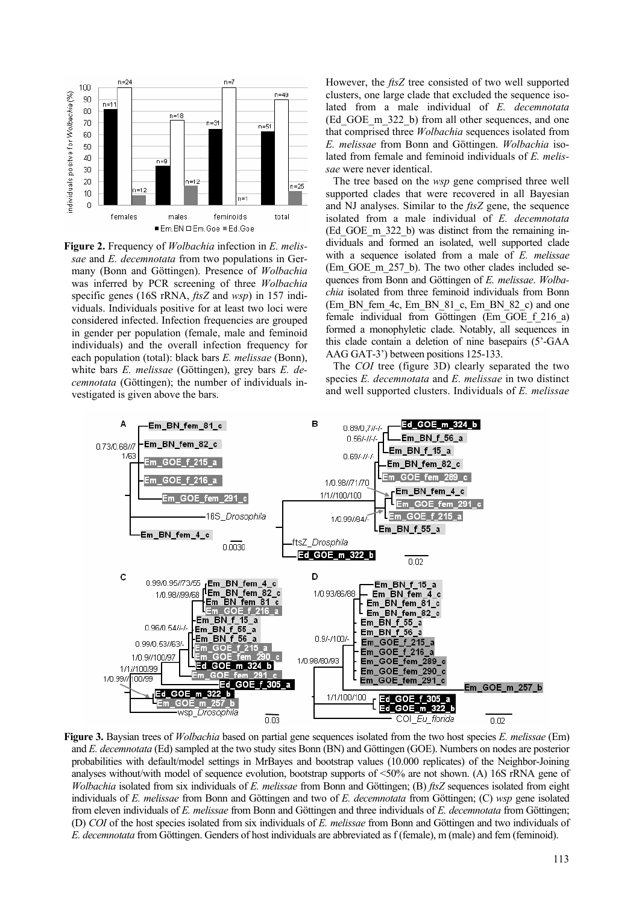**Figure 2.** Frequency of *Wolbachia* infection in *E. melissae* and *E. decemnotata* from two populations in Germany (Bonn and Göttingen). Presence of *Wolbachia* was inferred by PCR screening of three *Wolbachia* specific genes (16S rRNA, *ftsZ* and *wsp*) in 157 individuals. Individuals positive for at least two loci were considered infected. Infection frequencies are grouped in gender per population (female, male and feminoid individuals) and the overall infection frequency for each population (total): black bars *E. melissae* (Bonn), white bars *E. melissae* (Göttingen), grey bars *E. decemnotata* (Göttingen); the number of individuals investigated is given above the bars.

However, the *ftsZ* tree consisted of two well supported clusters, one large clade that excluded the sequence isolated from a male individual of *E. decemnotata* (Ed_GOE_m_322_b) from all other sequences, and one that comprised three *Wolbachia* sequences isolated from *E. melissae* from Bonn and Göttingen. *Wolbachia* isolated from female and feminoid individuals of *E. melissae* were never identical.

The tree based on the *wsp* gene comprised three well supported clades that were recovered in all Bayesian and NJ analyses. Similar to the *ftsZ* gene, the sequence isolated from a male individual of *E. decemnotata* (Ed_GOE_m_322_b) was distinct from the remaining individuals and formed an isolated, well supported clade with a sequence isolated from a male of *E. melissae* (Em_GOE_m_257_b). The two other clades included sequences from Bonn and Göttingen of *E. melissae*. *Wolbachia* isolated from three feminoid individuals from Bonn (Em_BN_fem_4c, Em_BN_81_c, Em_BN_82_c) and one female individual from Göttingen (Em_GOE_f_216_a) formed a monophyletic clade. Notably, all sequences in this clade contain a deletion of nine basepairs (5'-GAA AAG GAT-3') between positions 125-133.

The *COI* tree (figure 3D) clearly separated the two species *E. decemnotata* and *E. melissae* in two distinct and well supported clusters. Individuals of *E. melissae*

**Figure 3.** Baysian trees of *Wolbachia* based on partial gene sequences isolated from the two host species *E. melissae* (Em) and *E. decemnotata* (Ed) sampled at the two study sites Bonn (BN) and Göttingen (GOE). Numbers on nodes are posterior probabilities with default/model settings in MrBayes and bootstrap values (10.000 replicates) of the Neighbor-Joining analyses without/with model of sequence evolution, bootstrap supports of <50% are not shown. (A) 16S rRNA gene of *Wolbachia* isolated from six individuals of *E. melissae* from Bonn and Göttingen; (B) *ftsZ* sequences isolated from eight individuals of *E. melissae* from Bonn and Göttingen and two of *E. decemnotata* from Göttingen; (C) *wsp* gene isolated from eleven individuals of *E. melissae* from Bonn and Göttingen and three individuals of *E. decemnotata* from Göttingen; (D) *COI* of the host species isolated from six individuals of *E. melissae* from Bonn and Göttingen and two individuals of *E. decemnotata* from Göttingen. Genders of host individuals are abbreviated as f (female), m (male) and fem (feminoid).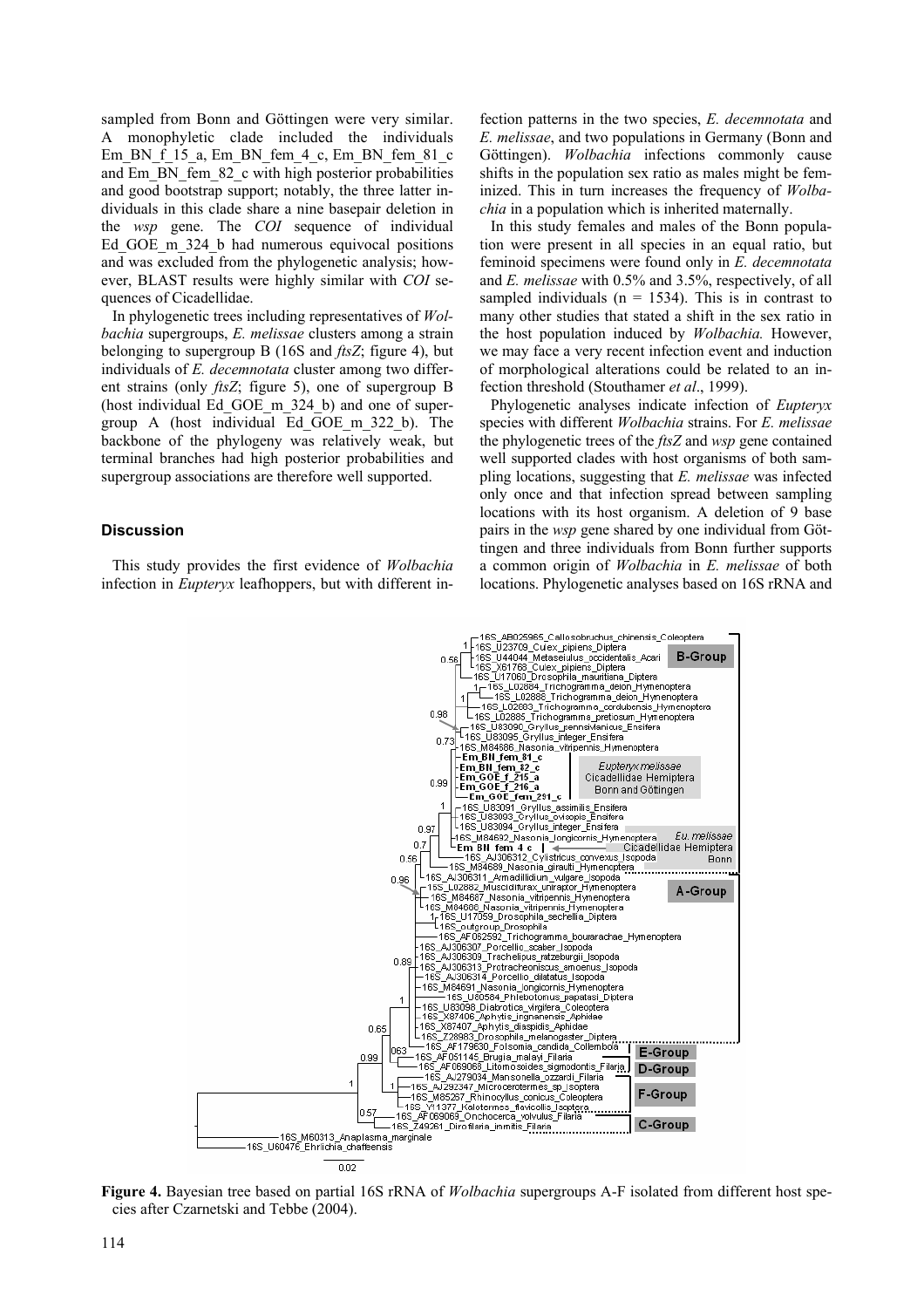sampled from Bonn and Göttingen were very similar. A monophyletic clade included the individuals Em_BN_f_15_a, Em_BN_fem_4_c, Em_BN_fem_81_c and Em_BN_fem_82_c with high posterior probabilities and good bootstrap support; notably, the three latter individuals in this clade share a nine basepair deletion in the *wsp* gene. The *COI* sequence of individual Ed_GOE_m_324_b had numerous equivocal positions and was excluded from the phylogenetic analysis; however, BLAST results were highly similar with *COI* sequences of Cicadellidae.

In phylogenetic trees including representatives of *Wolbachia* supergroups, *E. melissae* clusters among a strain belonging to supergroup B (16S and *ftsZ*; figure 4), but individuals of *E. decemnotata* cluster among two different strains (only *ftsZ*; figure 5), one of supergroup B (host individual Ed_GOE_m_324_b) and one of supergroup A (host individual Ed_GOE_m_322_b). The backbone of the phylogeny was relatively weak, but terminal branches had high posterior probabilities and supergroup associations are therefore well supported.

## Discussion

This study provides the first evidence of *Wolbachia* infection in *Eupteryx* leafhoppers, but with different infection patterns in the two species, *E. decemnotata* and *E. melissae*, and two populations in Germany (Bonn and Göttingen). *Wolbachia* infections commonly cause shifts in the population sex ratio as males might be feminized. This in turn increases the frequency of *Wolbachia* in a population which is inherited maternally.

In this study females and males of the Bonn population were present in all species in an equal ratio, but feminoid specimens were found only in *E. decemnotata* and *E. melissae* with 0.5% and 3.5%, respectively, of all sampled individuals (n = 1534). This is in contrast to many other studies that stated a shift in the sex ratio in the host population induced by *Wolbachia.* However, we may face a very recent infection event and induction of morphological alterations could be related to an infection threshold (Stouthamer *et al*., 1999).

Phylogenetic analyses indicate infection of *Eupteryx* species with different *Wolbachia* strains. For *E. melissae* the phylogenetic trees of the *ftsZ* and *wsp* gene contained well supported clades with host organisms of both sampling locations, suggesting that *E. melissae* was infected only once and that infection spread between sampling locations with its host organism. A deletion of 9 base pairs in the *wsp* gene shared by one individual from Göttingen and three individuals from Bonn further supports a common origin of *Wolbachia* in *E. melissae* of both locations. Phylogenetic analyses based on 16S rRNA and

**Figure 4.** Bayesian tree based on partial 16S rRNA of *Wolbachia* supergroups A-F isolated from different host species after Czarnetski and Tebbe (2004).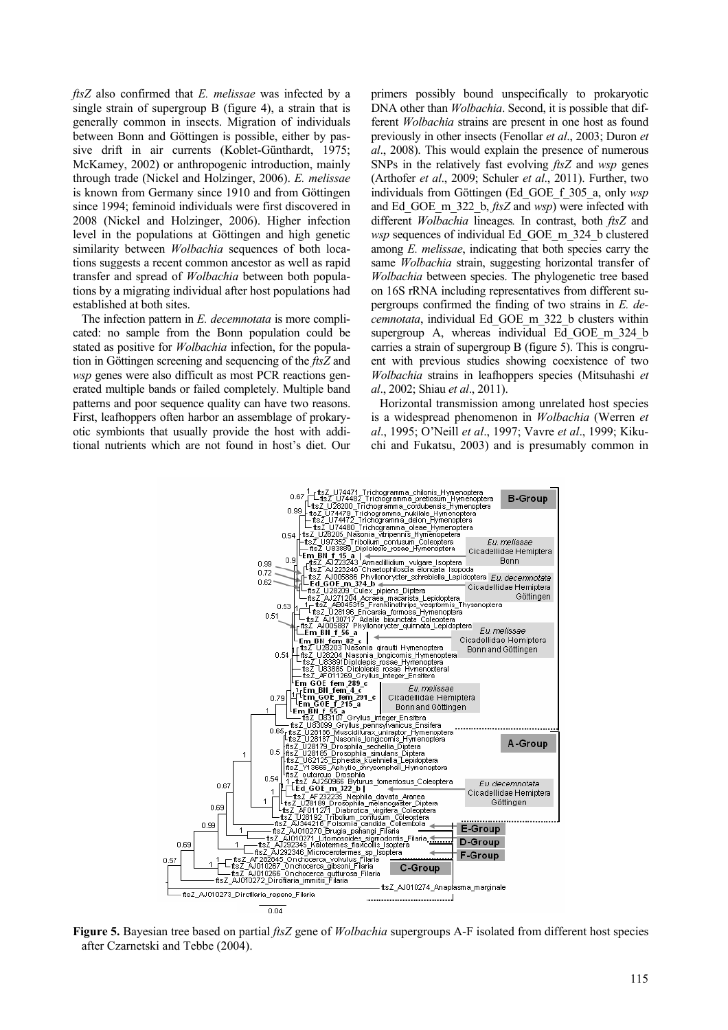*ftsZ* also confirmed that *E. melissae* was infected by a single strain of supergroup B (figure 4), a strain that is generally common in insects. Migration of individuals between Bonn and Göttingen is possible, either by passive drift in air currents (Koblet-Günthardt, 1975; McKamey, 2002) or anthropogenic introduction, mainly through trade (Nickel and Holzinger, 2006). *E. melissae* is known from Germany since 1910 and from Göttingen since 1994; feminoid individuals were first discovered in 2008 (Nickel and Holzinger, 2006). Higher infection level in the populations at Göttingen and high genetic similarity between *Wolbachia* sequences of both locations suggests a recent common ancestor as well as rapid transfer and spread of *Wolbachia* between both populations by a migrating individual after host populations had established at both sites.

The infection pattern in *E. decemnotata* is more complicated: no sample from the Bonn population could be stated as positive for *Wolbachia* infection, for the population in Göttingen screening and sequencing of the *ftsZ* and *wsp* genes were also difficult as most PCR reactions generated multiple bands or failed completely. Multiple band patterns and poor sequence quality can have two reasons. First, leafhoppers often harbor an assemblage of prokaryotic symbionts that usually provide the host with additional nutrients which are not found in host's diet. Our primers possibly bound unspecifically to prokaryotic DNA other than *Wolbachia*. Second, it is possible that different *Wolbachia* strains are present in one host as found previously in other insects (Fenollar *et al*., 2003; Duron *et al*., 2008). This would explain the presence of numerous SNPs in the relatively fast evolving *ftsZ* and *wsp* genes (Arthofer *et al*., 2009; Schuler *et al*., 2011). Further, two individuals from Göttingen (Ed_GOE_f_305_a, only *wsp* and Ed_GOE_m_322_b, *ftsZ* and *wsp*) were infected with different *Wolbachia* lineages. In contrast, both *ftsZ* and *wsp* sequences of individual Ed_GOE_m_324_b clustered among *E. melissae*, indicating that both species carry the same *Wolbachia* strain, suggesting horizontal transfer of *Wolbachia* between species. The phylogenetic tree based on 16S rRNA including representatives from different supergroups confirmed the finding of two strains in *E. decemnotata*, individual Ed_GOE_m_322_b clusters within supergroup A, whereas individual Ed_GOE_m_324_b carries a strain of supergroup B (figure 5). This is congruent with previous studies showing coexistence of two *Wolbachia* strains in leafhoppers species (Mitsuhashi *et al*., 2002; Shiau *et al*., 2011).

Horizontal transmission among unrelated host species is a widespread phenomenon in *Wolbachia* (Werren *et al*., 1995; O'Neill *et al*., 1997; Vavre *et al*., 1999; Kikuchi and Fukatsu, 2003) and is presumably common in

**Figure 5.** Bayesian tree based on partial *ftsZ* gene of *Wolbachia* supergroups A-F isolated from different host species after Czarnetski and Tebbe (2004).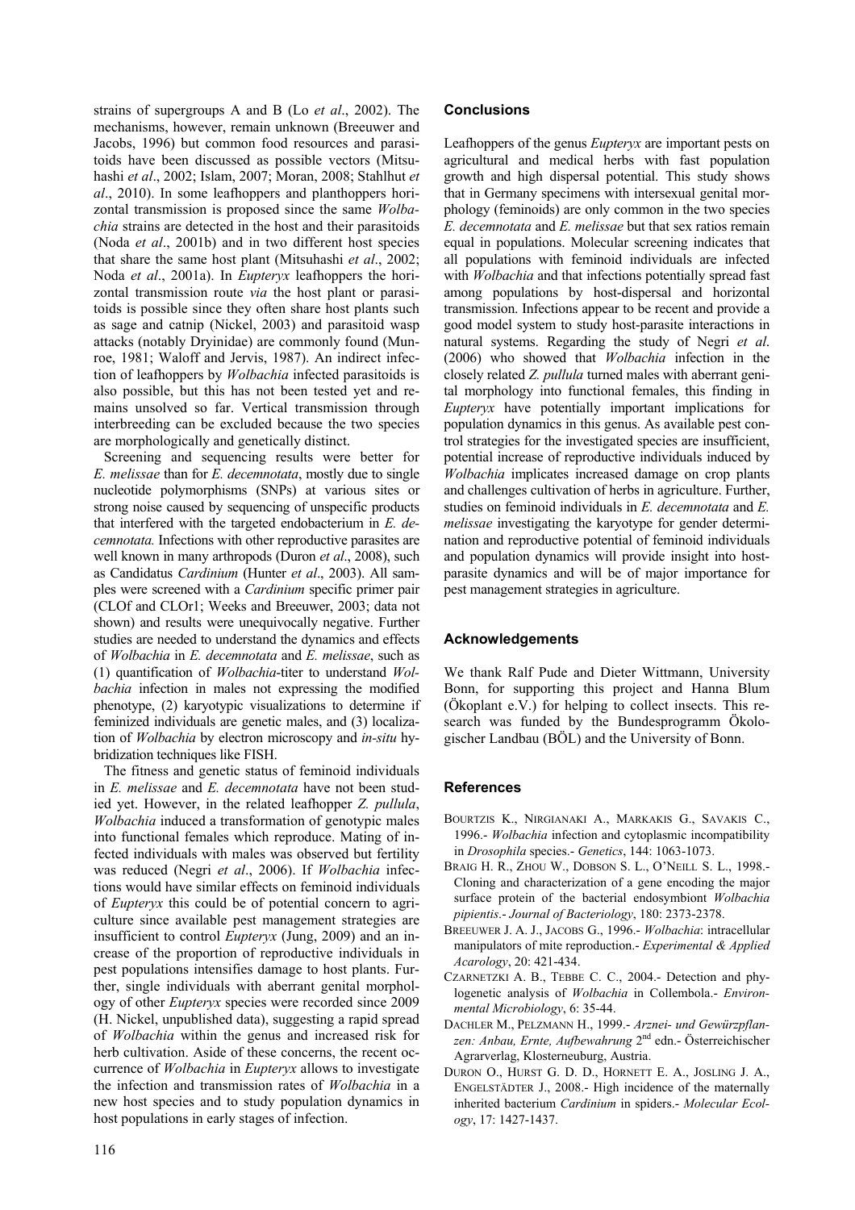strains of supergroups A and B (Lo *et al*., 2002). The mechanisms, however, remain unknown (Breeuwer and Jacobs, 1996) but common food resources and parasitoids have been discussed as possible vectors (Mitsuhashi *et al*., 2002; Islam, 2007; Moran, 2008; Stahlhut *et al*., 2010). In some leafhoppers and planthoppers horizontal transmission is proposed since the same *Wolbachia* strains are detected in the host and their parasitoids (Noda *et al*., 2001b) and in two different host species that share the same host plant (Mitsuhashi *et al*., 2002; Noda *et al*., 2001a). In *Eupteryx* leafhoppers the horizontal transmission route *via* the host plant or parasitoids is possible since they often share host plants such as sage and catnip (Nickel, 2003) and parasitoid wasp attacks (notably Dryinidae) are commonly found (Munroe, 1981; Waloff and Jervis, 1987). An indirect infection of leafhoppers by *Wolbachia* infected parasitoids is also possible, but this has not been tested yet and remains unsolved so far. Vertical transmission through interbreeding can be excluded because the two species are morphologically and genetically distinct.

Screening and sequencing results were better for *E. melissae* than for *E. decemnotata*, mostly due to single nucleotide polymorphisms (SNPs) at various sites or strong noise caused by sequencing of unspecific products that interfered with the targeted endobacterium in *E. decemnotata.* Infections with other reproductive parasites are well known in many arthropods (Duron *et al*., 2008), such as Candidatus *Cardinium* (Hunter *et al*., 2003). All samples were screened with a *Cardinium* specific primer pair (CLOf and CLOr1; Weeks and Breeuwer, 2003; data not shown) and results were unequivocally negative. Further studies are needed to understand the dynamics and effects of *Wolbachia* in *E. decemnotata* and *E. melissae*, such as (1) quantification of *Wolbachia*-titer to understand *Wolbachia* infection in males not expressing the modified phenotype, (2) karyotypic visualizations to determine if feminized individuals are genetic males, and (3) localization of *Wolbachia* by electron microscopy and *in-situ* hybridization techniques like FISH.

The fitness and genetic status of feminoid individuals in *E. melissae* and *E. decemnotata* have not been studied yet. However, in the related leafhopper *Z. pullula*, *Wolbachia* induced a transformation of genotypic males into functional females which reproduce. Mating of infected individuals with males was observed but fertility was reduced (Negri *et al*., 2006). If *Wolbachia* infections would have similar effects on feminoid individuals of *Eupteryx* this could be of potential concern to agriculture since available pest management strategies are insufficient to control *Eupteryx* (Jung, 2009) and an increase of the proportion of reproductive individuals in pest populations intensifies damage to host plants. Further, single individuals with aberrant genital morphology of other *Eupteryx* species were recorded since 2009 (H. Nickel, unpublished data), suggesting a rapid spread of *Wolbachia* within the genus and increased risk for herb cultivation. Aside of these concerns, the recent occurrence of *Wolbachia* in *Eupteryx* allows to investigate the infection and transmission rates of *Wolbachia* in a new host species and to study population dynamics in host populations in early stages of infection.

## Conclusions

Leafhoppers of the genus *Eupteryx* are important pests on agricultural and medical herbs with fast population growth and high dispersal potential. This study shows that in Germany specimens with intersexual genital morphology (feminoids) are only common in the two species *E. decemnotata* and *E. melissae* but that sex ratios remain equal in populations. Molecular screening indicates that all populations with feminoid individuals are infected with *Wolbachia* and that infections potentially spread fast among populations by host-dispersal and horizontal transmission. Infections appear to be recent and provide a good model system to study host-parasite interactions in natural systems. Regarding the study of Negri *et al*. (2006) who showed that *Wolbachia* infection in the closely related *Z. pullula* turned males with aberrant genital morphology into functional females, this finding in *Eupteryx* have potentially important implications for population dynamics in this genus. As available pest control strategies for the investigated species are insufficient, potential increase of reproductive individuals induced by *Wolbachia* implicates increased damage on crop plants and challenges cultivation of herbs in agriculture. Further, studies on feminoid individuals in *E. decemnotata* and *E. melissae* investigating the karyotype for gender determination and reproductive potential of feminoid individuals and population dynamics will provide insight into host-parasite dynamics and will be of major importance for pest management strategies in agriculture.

## Acknowledgements

We thank Ralf Pude and Dieter Wittmann, University Bonn, for supporting this project and Hanna Blum (Ökoplant e.V.) for helping to collect insects. This research was funded by the Bundesprogramm Ökologischer Landbau (BÖL) and the University of Bonn.

## References

BOURTZIS K., NIRGIANAKI A., MARKAKIS G., SAVAKIS C., 1996.- *Wolbachia* infection and cytoplasmic incompatibility in *Drosophila* species.- *Genetics*, 144: 1063-1073.

BRAIG H. R., ZHOU W., DOBSON S. L., O'NEILL S. L., 1998.- Cloning and characterization of a gene encoding the major surface protein of the bacterial endosymbiont *Wolbachia pipientis*.- *Journal of Bacteriology*, 180: 2373-2378.

BREEUWER J. A. J., JACOBS G., 1996.- *Wolbachia*: intracellular manipulators of mite reproduction.- *Experimental & Applied Acarology*, 20: 421-434.

CZARNETZKI A. B., TEBBE C. C., 2004.- Detection and phylogenetic analysis of *Wolbachia* in Collembola.- *Environmental Microbiology*, 6: 35-44.

DACHLER M., PELZMANN H., 1999.- *Arznei- und Gewürzpflanzen: Anbau, Ernte, Aufbewahrung* 2nd edn.- Österreichischer Agrarverlag, Klosterneuburg, Austria.

DURON O., HURST G. D. D., HORNETT E. A., JOSLING J. A., ENGELSTÄDTER J., 2008.- High incidence of the maternally inherited bacterium *Cardinium* in spiders.- *Molecular Ecology*, 17: 1427-1437.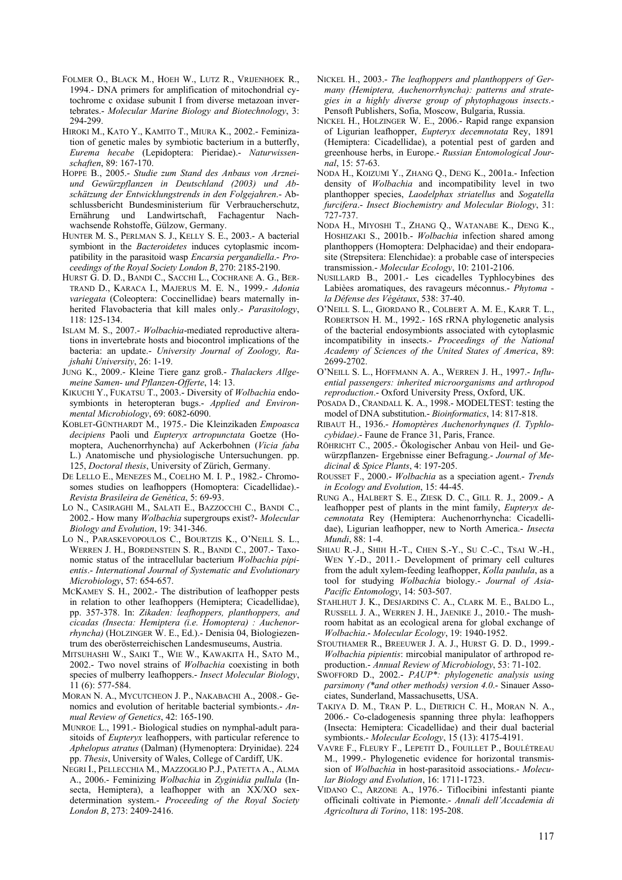FOLMER O., BLACK M., HOEH W., LUTZ R., VRIJENHOEK R., 1994.- DNA primers for amplification of mitochondrial cytochrome c oxidase subunit I from diverse metazoan invertebrates.- *Molecular Marine Biology and Biotechnology*, 3: 294-299.

HIROKI M., KATO Y., KAMITO T., MIURA K., 2002.- Feminization of genetic males by symbiotic bacterium in a butterfly, *Eurema hecabe* (Lepidoptera: Pieridae).- *Naturwissenschaften*, 89: 167-170.

HOPPE B., 2005.- *Studie zum Stand des Anbaus von Arznei- und Gewürzpflanzen in Deutschland (2003) und Abschätzung der Entwicklungstrends in den Folgejahren*.- Abschlussbericht Bundesministerium für Verbraucherschutz, Ernährung und Landwirtschaft, Fachagentur Nachwachsende Rohstoffe, Gülzow, Germany.

HUNTER M. S., PERLMAN S. J., KELLY S. E., 2003.- A bacterial symbiont in the *Bacteroidetes* induces cytoplasmic incompatibility in the parasitoid wasp *Encarsia pergandiella*.- *Proceedings of the Royal Society London B*, 270: 2185-2190.

HURST G. D. D., BANDI C., SACCHI L., COCHRANE A. G., BERTRAND D., KARACA I., MAJERUS M. E. N., 1999.- *Adonia variegata* (Coleoptera: Coccinellidae) bears maternally inherited Flavobacteria that kill males only.- *Parasitology*, 118: 125-134.

ISLAM M. S., 2007.- *Wolbachia*-mediated reproductive alterations in invertebrate hosts and biocontrol implications of the bacteria: an update.- *University Journal of Zoology, Rajshahi University*, 26: 1-19.

JUNG K., 2009.- Kleine Tiere ganz groß.- *Thalackers Allgemeine Samen- und Pflanzen-Offerte*, 14: 13.

KIKUCHI Y., FUKATSU T., 2003.- Diversity of *Wolbachia* endosymbionts in heteropteran bugs.- *Applied and Environmental Microbiology*, 69: 6082-6090.

KOBLET-GÜNTHARDT M., 1975.- Die Kleinzikaden *Empoasca decipiens* Paoli und *Eupteryx artropunctata* Goetze (Homoptera, Auchenorrhyncha) auf Ackerbohnen (*Vicia faba* L.) Anatomische und physiologische Untersuchungen. pp. 125, *Doctoral thesis*, University of Zürich, Germany.

DE LELLO E., MENEZES M., COELHO M. I. P., 1982.- Chromosomes studies on leafhoppers (Homoptera: Cicadellidae).- *Revista Brasileira de Genética*, 5: 69-93.

LO N., CASIRAGHI M., SALATI E., BAZZOCCHI C., BANDI C., 2002.- How many *Wolbachia* supergroups exist?- *Molecular Biology and Evolution*, 19: 341-346.

LO N., PARASKEVOPOULOS C., BOURTZIS K., O'NEILL S. L., WERREN J. H., BORDENSTEIN S. R., BANDI C., 2007.- Taxonomic status of the intracellular bacterium *Wolbachia pipientis*.- *International Journal of Systematic and Evolutionary Microbiology*, 57: 654-657.

MCKAMEY S. H., 2002.- The distribution of leafhopper pests in relation to other leafhoppers (Hemiptera; Cicadellidae), pp. 357-378. In: *Zikaden: leafhoppers, planthoppers, and cicadas (Insecta: Hemiptera (i.e. Homoptera) : Auchenorrhyncha)* (HOLZINGER W. E., Ed.).- Denisia 04, Biologiezentrum des oberösterreichischen Landesmuseums, Austria.

MITSUHASHI W., SAIKI T., WIE W., KAWAKITA H., SATO M., 2002.- Two novel strains of *Wolbachia* coexisting in both species of mulberry leafhoppers.- *Insect Molecular Biology*, 11 (6): 577-584.

MORAN N. A., MYCUTCHEON J. P., NAKABACHI A., 2008.- Genomics and evolution of heritable bacterial symbionts.- *Annual Review of Genetics*, 42: 165-190.

MUNROE L., 1991.- Biological studies on nymphal-adult parasitoids of *Eupteryx* leafhoppers, with particular reference to *Aphelopus atratus* (Dalman) (Hymenoptera: Dryinidae). 224 pp. *Thesis*, University of Wales, College of Cardiff, UK.

NEGRI I., PELLECCHIA M., MAZZOGLIO P.J., PATETTA A., ALMA A., 2006.- Feminizing *Wolbachia* in *Zyginidia pullula* (Insecta, Hemiptera), a leafhopper with an XX/XO sex-determination system.- *Proceeding of the Royal Society London B*, 273: 2409-2416.

NICKEL H., 2003.- *The leafhoppers and planthoppers of Germany (Hemiptera, Auchenorrhyncha): patterns and strategies in a highly diverse group of phytophagous insects*.- Pensoft Publishers, Sofia, Moscow, Bulgaria, Russia.

NICKEL H., HOLZINGER W. E., 2006.- Rapid range expansion of Ligurian leafhopper, *Eupteryx decemnotata* Rey, 1891 (Hemiptera: Cicadellidae), a potential pest of garden and greenhouse herbs, in Europe.- *Russian Entomological Journal*, 15: 57-63.

NODA H., KOIZUMI Y., ZHANG Q., DENG K., 2001a.- Infection density of *Wolbachia* and incompatibility level in two planthopper species, *Laodelphax striatellus* and *Sogatella furcifera*.- *Insect Biochemistry and Molecular Biology*, 31: 727-737.

NODA H., MIYOSHI T., ZHANG Q., WATANABE K., DENG K., HOSHIZAKI S., 2001b.- *Wolbachia* infection shared among planthoppers (Homoptera: Delphacidae) and their endoparasite (Strepsitera: Elenchidae): a probable case of interspecies transmission.- *Molecular Ecology*, 10: 2101-2106.

NUSILLARD B., 2001.- Les cicadelles Typhlocybines des Labièes aromatiques, des ravageurs méconnus.- *Phytoma - la Défense des Végétaux*, 538: 37-40.

O'NEILL S. L., GIORDANO R., COLBERT A. M. E., KARR T. L., ROBERTSON H. M., 1992.- 16S rRNA phylogenetic analysis of the bacterial endosymbionts associated with cytoplasmic incompatibility in insects.- *Proceedings of the National Academy of Sciences of the United States of America*, 89: 2699-2702.

O'NEILL S. L., HOFFMANN A. A., WERREN J. H., 1997.- *Influential passengers: inherited microorganisms and arthropod reproduction*.- Oxford University Press, Oxford, UK.

POSADA D., CRANDALL K. A., 1998.- MODELTEST: testing the model of DNA substitution.- *Bioinformatics*, 14: 817-818.

RIBAUT H., 1936.- *Homoptères Auchenorhynques (I. Typhlocybidae)*.- Faune de France 31, Paris, France.

RÖHRICHT C., 2005.- Ökologischer Anbau von Heil- und Gewürzpflanzen- Ergebnisse einer Befragung.- *Journal of Medicinal & Spice Plants*, 4: 197-205.

ROUSSET F., 2000.- *Wolbachia* as a speciation agent.- *Trends in Ecology and Evolution*, 15: 44-45.

RUNG A., HALBERT S. E., ZIESK D. C., GILL R. J., 2009.- A leafhopper pest of plants in the mint family, *Eupteryx decemnotata* Rey (Hemiptera: Auchenorrhyncha: Cicadellidae), Ligurian leafhopper, new to North America.- *Insecta Mundi*, 88: 1-4.

SHIAU R.-J., SHIH H.-T., CHEN S.-Y., SU C.-C., TSAI W.-H., WEN Y.-D., 2011.- Development of primary cell cultures from the adult xylem-feeding leafhopper, *Kolla paulula*, as a tool for studying *Wolbachia* biology.- *Journal of Asia-Pacific Entomology*, 14: 503-507.

STAHLHUT J. K., DESJARDINS C. A., CLARK M. E., BALDO L., RUSSELL J. A., WERREN J. H., JAENIKE J., 2010.- The mushroom habitat as an ecological arena for global exchange of *Wolbachia*.- *Molecular Ecology*, 19: 1940-1952.

STOUTHAMER R., BREEUWER J. A. J., HURST G. D. D., 1999.- *Wolbachia pipientis*: mircobial manipulator of arthropod reproduction.- *Annual Review of Microbiology*, 53: 71-102.

SWOFFORD D., 2002.- *PAUP\*: phylogenetic analysis using parsimony (\*and other methods) version 4.0*.- Sinauer Associates, Sunderland, Massachusetts, USA.

TAKIYA D. M., TRAN P. L., DIETRICH C. H., MORAN N. A., 2006.- Co-cladogenesis spanning three phyla: leafhoppers (Insecta: Hemiptera: Cicadellidae) and their dual bacterial symbionts.- *Molecular Ecology*, 15 (13): 4175-4191.

VAVRE F., FLEURY F., LEPETIT D., FOUILLET P., BOULÉTREAU M., 1999.- Phylogenetic evidence for horizontal transmission of *Wolbachia* in host-parasitoid associations.- *Molecular Biology and Evolution*, 16: 1711-1723.

VIDANO C., ARZONE A., 1976.- Tiflocibini infestanti piante officinali coltivate in Piemonte.- *Annali dell'Accademia di Agricoltura di Torino*, 118: 195-208.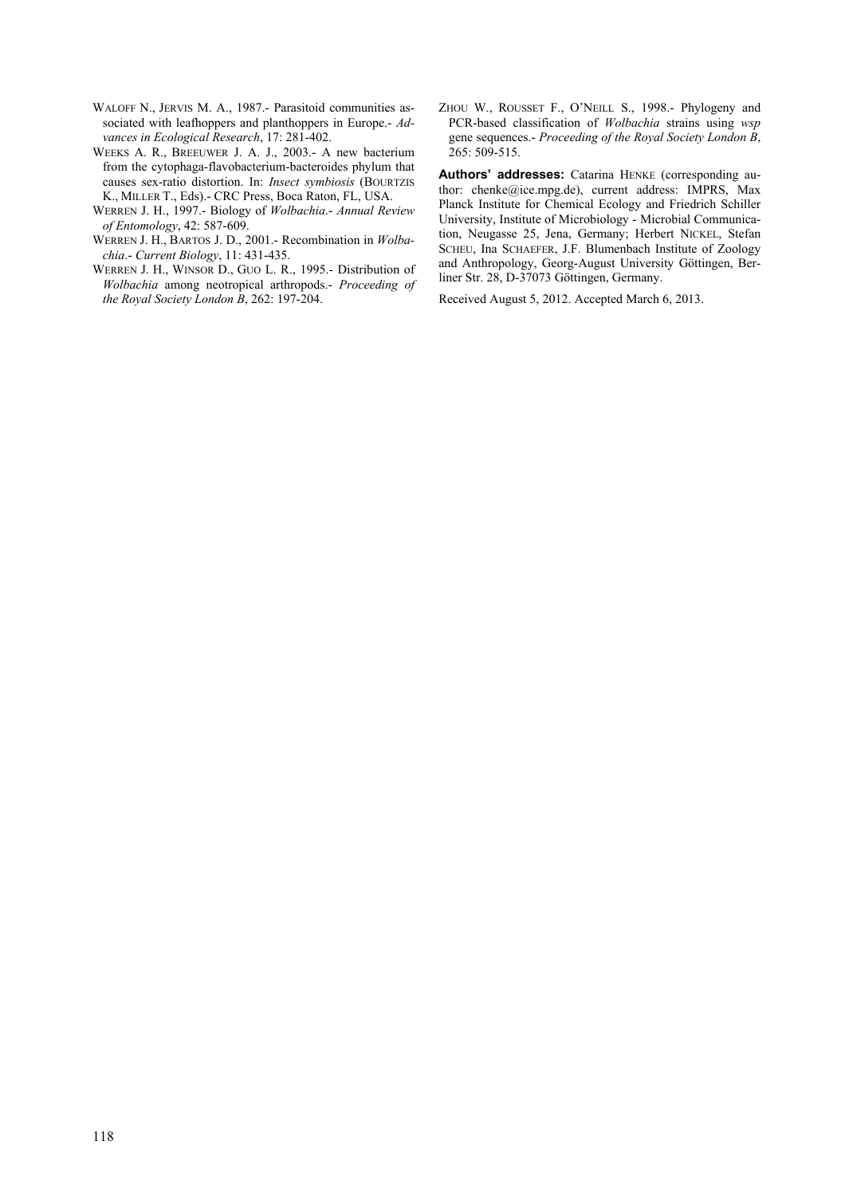WALOFF N., JERVIS M. A., 1987.- Parasitoid communities associated with leafhoppers and planthoppers in Europe.- *Advances in Ecological Research*, 17: 281-402.

WEEKS A. R., BREEUWER J. A. J., 2003.- A new bacterium from the cytophaga-flavobacterium-bacteroides phylum that causes sex-ratio distortion. In: *Insect symbiosis* (BOURTZIS K., MILLER T., Eds).- CRC Press, Boca Raton, FL, USA.

WERREN J. H., 1997.- Biology of *Wolbachia*.- *Annual Review of Entomology*, 42: 587-609.

WERREN J. H., BARTOS J. D., 2001.- Recombination in *Wolbachia*.- *Current Biology*, 11: 431-435.

WERREN J. H., WINSOR D., GUO L. R., 1995.- Distribution of *Wolbachia* among neotropical arthropods.- *Proceeding of the Royal Society London B*, 262: 197-204.

ZHOU W., ROUSSET F., O'NEILL S., 1998.- Phylogeny and PCR-based classification of *Wolbachia* strains using *wsp* gene sequences.- *Proceeding of the Royal Society London B*, 265: 509-515.

**Authors' addresses:** Catarina HENKE (corresponding author: chenke@ice.mpg.de), current address: IMPRS, Max Planck Institute for Chemical Ecology and Friedrich Schiller University, Institute of Microbiology - Microbial Communication, Neugasse 25, Jena, Germany; Herbert NICKEL, Stefan SCHEU, Ina SCHAEFER, J.F. Blumenbach Institute of Zoology and Anthropology, Georg-August University Göttingen, Berliner Str. 28, D-37073 Göttingen, Germany.

Received August 5, 2012. Accepted March 6, 2013.